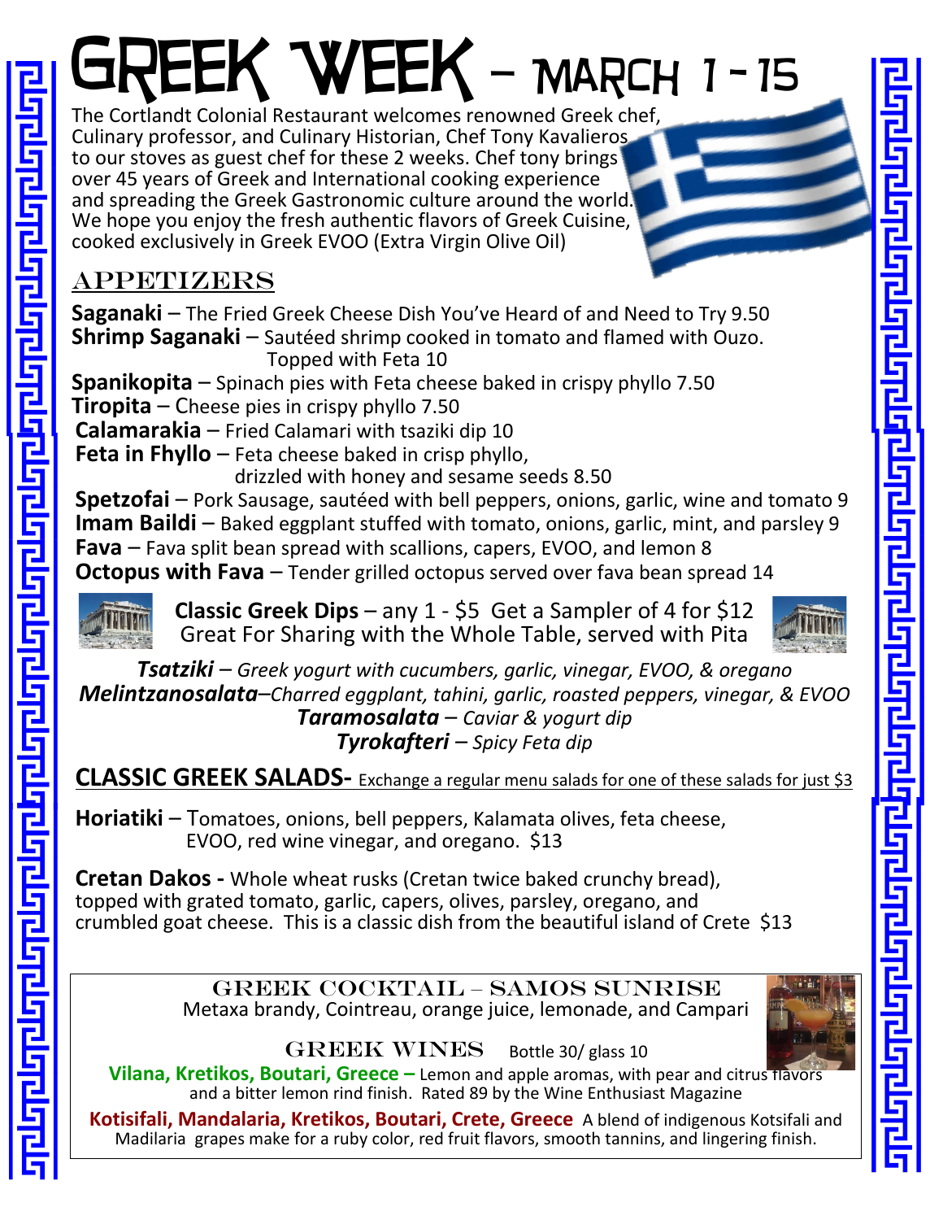# Greek Week – March 1 - 15

The Cortlandt Colonial Restaurant welcomes renowned Greek chef, Culinary professor, and Culinary Historian, Chef Tony Kavalieros to our stoves as guest chef for these 2 weeks. Chef tony brings over 45 years of Greek and International cooking experience and spreading the Greek Gastronomic culture around the world. We hope you enjoy the fresh authentic flavors of Greek Cuisine, cooked exclusively in Greek EVOO (Extra Virgin Olive Oil)

## Appetizers

**Saganaki** – The Fried Greek Cheese Dish You've Heard of and Need to Try 9.50

**Shrimp Saganaki** – Sautéed shrimp cooked in tomato and flamed with Ouzo. Topped with Feta 10

**Spanikopita** – Spinach pies with Feta cheese baked in crispy phyllo 7.50

**Tiropita** – Cheese pies in crispy phyllo 7.50

**Calamarakia** – Fried Calamari with tsaziki dip 10

**Feta in Fhyllo** – Feta cheese baked in crisp phyllo, drizzled with honey and sesame seeds 8.50

**Spetzofai** – Pork Sausage, sautéed with bell peppers, onions, garlic, wine and tomato 9

**Imam Baildi** – Baked eggplant stuffed with tomato, onions, garlic, mint, and parsley 9

**Fava** – Fava split bean spread with scallions, capers, EVOO, and lemon 8

**Octopus with Fava** – Tender grilled octopus served over fava bean spread 14

**Classic Greek Dips** – any 1 - $5 Get a Sampler of 4 for $12
Great For Sharing with the Whole Table, served with Pita

***Tsatziki*** *– Greek yogurt with cucumbers, garlic, vinegar, EVOO, & oregano*

***Melintzanosalata****–Charred eggplant, tahini, garlic, roasted peppers, vinegar, & EVOO*

***Taramosalata*** *– Caviar & yogurt dip*

***Tyrokafteri*** *– Spicy Feta dip*

## CLASSIC GREEK SALADS- Exchange a regular menu salads for one of these salads for just $3

**Horiatiki** – Tomatoes, onions, bell peppers, Kalamata olives, feta cheese, EVOO, red wine vinegar, and oregano. $13

**Cretan Dakos -** Whole wheat rusks (Cretan twice baked crunchy bread), topped with grated tomato, garlic, capers, olives, parsley, oregano, and crumbled goat cheese. This is a classic dish from the beautiful island of Crete $13

### Greek Cocktail – Samos Sunrise

Metaxa brandy, Cointreau, orange juice, lemonade, and Campari

### Greek Wines Bottle 30/ glass 10

**Vilana, Kretikos, Boutari, Greece –** Lemon and apple aromas, with pear and citrus flavors and a bitter lemon rind finish. Rated 89 by the Wine Enthusiast Magazine

**Kotisifali, Mandalaria, Kretikos, Boutari, Crete, Greece** A blend of indigenous Kotsifali and Madilaria grapes make for a ruby color, red fruit flavors, smooth tannins, and lingering finish.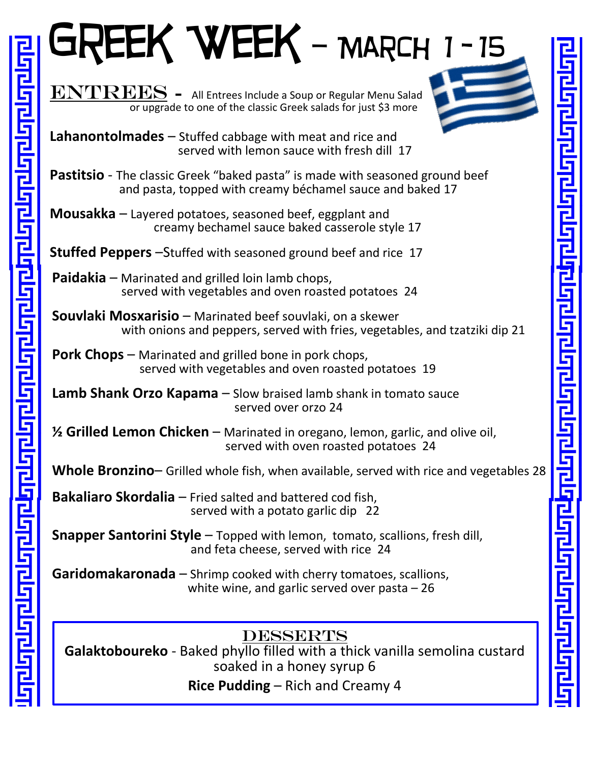# Greek Week – March 1 - 15

## Entrees – All Entrees Include a Soup or Regular Menu Salad or upgrade to one of the classic Greek salads for just $3 more

**Lahanontolmades** – Stuffed cabbage with meat and rice and served with lemon sauce with fresh dill 17

**Pastitsio** - The classic Greek "baked pasta" is made with seasoned ground beef and pasta, topped with creamy béchamel sauce and baked 17

**Mousakka** – Layered potatoes, seasoned beef, eggplant and creamy bechamel sauce baked casserole style 17

**Stuffed Peppers** –Stuffed with seasoned ground beef and rice 17

**Paidakia** – Marinated and grilled loin lamb chops, served with vegetables and oven roasted potatoes 24

**Souvlaki Mosxarisio** – Marinated beef souvlaki, on a skewer with onions and peppers, served with fries, vegetables, and tzatziki dip 21

**Pork Chops** – Marinated and grilled bone in pork chops, served with vegetables and oven roasted potatoes 19

**Lamb Shank Orzo Kapama** – Slow braised lamb shank in tomato sauce served over orzo 24

**½ Grilled Lemon Chicken** – Marinated in oregano, lemon, garlic, and olive oil, served with oven roasted potatoes 24

**Whole Bronzino**– Grilled whole fish, when available, served with rice and vegetables 28

**Bakaliaro Skordalia** – Fried salted and battered cod fish, served with a potato garlic dip 22

**Snapper Santorini Style** – Topped with lemon, tomato, scallions, fresh dill, and feta cheese, served with rice 24

**Garidomakaronada** – Shrimp cooked with cherry tomatoes, scallions, white wine, and garlic served over pasta – 26

## Desserts

**Galaktoboureko** - Baked phyllo filled with a thick vanilla semolina custard soaked in a honey syrup 6

**Rice Pudding** – Rich and Creamy 4